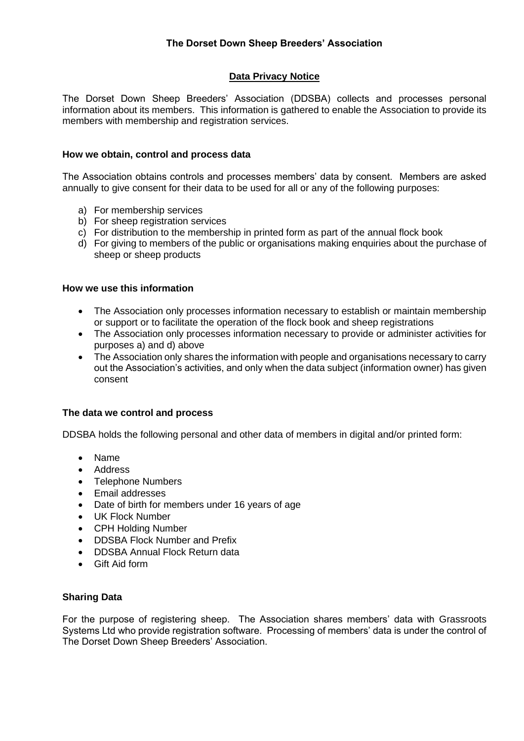# The Dorset Down Sheep Breeders' Association

## Data Privacy Notice

The Dorset Down Sheep Breeders' Association (DDSBA) collects and processes personal information about its members. This information is gathered to enable the Association to provide its members with membership and registration services.

### How we obtain, control and process data

The Association obtains controls and processes members' data by consent. Members are asked annually to give consent for their data to be used for all or any of the following purposes:

a) For membership services
b) For sheep registration services
c) For distribution to the membership in printed form as part of the annual flock book
d) For giving to members of the public or organisations making enquiries about the purchase of sheep or sheep products

### How we use this information

- The Association only processes information necessary to establish or maintain membership or support or to facilitate the operation of the flock book and sheep registrations
- The Association only processes information necessary to provide or administer activities for purposes a) and d) above
- The Association only shares the information with people and organisations necessary to carry out the Association's activities, and only when the data subject (information owner) has given consent

### The data we control and process

DDSBA holds the following personal and other data of members in digital and/or printed form:

- Name
- Address
- Telephone Numbers
- Email addresses
- Date of birth for members under 16 years of age
- UK Flock Number
- CPH Holding Number
- DDSBA Flock Number and Prefix
- DDSBA Annual Flock Return data
- Gift Aid form

### Sharing Data

For the purpose of registering sheep. The Association shares members' data with Grassroots Systems Ltd who provide registration software. Processing of members' data is under the control of The Dorset Down Sheep Breeders' Association.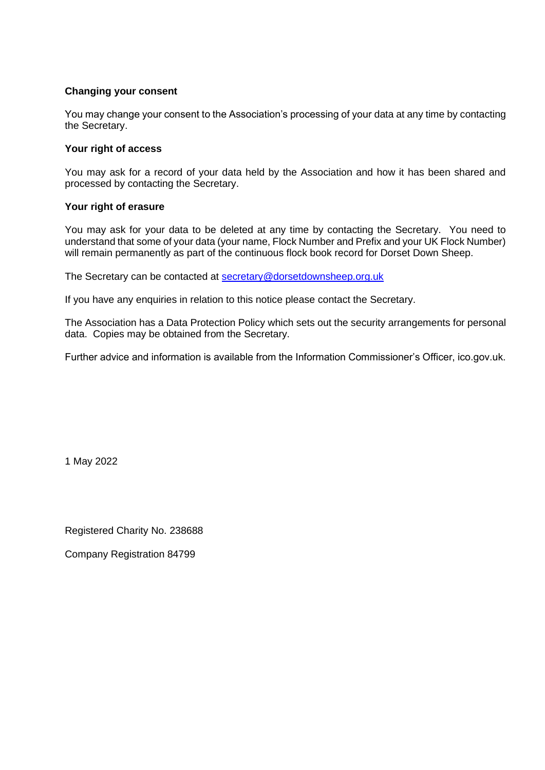**Changing your consent**

You may change your consent to the Association's processing of your data at any time by contacting the Secretary.

**Your right of access**

You may ask for a record of your data held by the Association and how it has been shared and processed by contacting the Secretary.

**Your right of erasure**

You may ask for your data to be deleted at any time by contacting the Secretary. You need to understand that some of your data (your name, Flock Number and Prefix and your UK Flock Number) will remain permanently as part of the continuous flock book record for Dorset Down Sheep.

The Secretary can be contacted at secretary@dorsetdownsheep.org.uk

If you have any enquiries in relation to this notice please contact the Secretary.

The Association has a Data Protection Policy which sets out the security arrangements for personal data. Copies may be obtained from the Secretary.

Further advice and information is available from the Information Commissioner's Officer, ico.gov.uk.

1 May 2022

Registered Charity No. 238688

Company Registration 84799